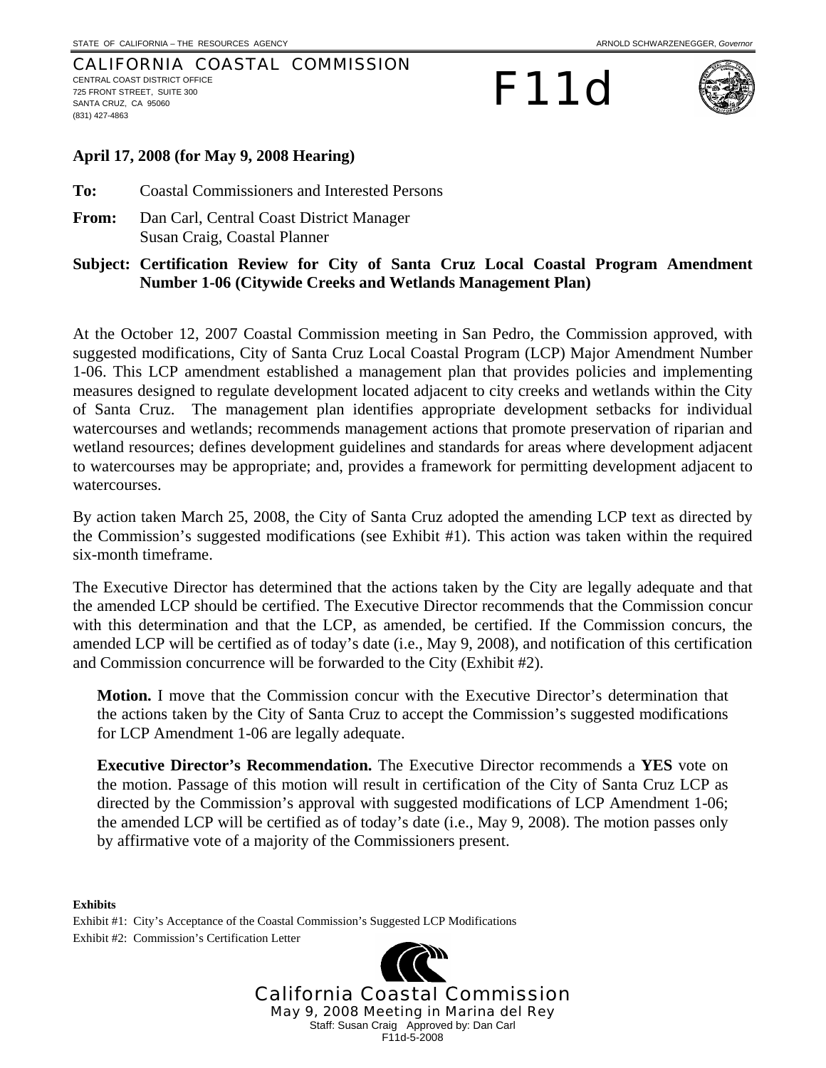STATE OF CALIFORNIA – THE RESOURCES AGENCY ARNOLD SCHWARZENEGGER, *Governor*

CALIFORNIA COASTAL COMMISSION
CENTRAL COAST DISTRICT OFFICE
725 FRONT STREET, SUITE 300
SANTA CRUZ, CA 95060
(831) 427-4863

# F11d

**April 17, 2008 (for May 9, 2008 Hearing)**

**To:** Coastal Commissioners and Interested Persons

**From:** Dan Carl, Central Coast District Manager
Susan Craig, Coastal Planner

**Subject: Certification Review for City of Santa Cruz Local Coastal Program Amendment Number 1-06 (Citywide Creeks and Wetlands Management Plan)**

At the October 12, 2007 Coastal Commission meeting in San Pedro, the Commission approved, with suggested modifications, City of Santa Cruz Local Coastal Program (LCP) Major Amendment Number 1-06. This LCP amendment established a management plan that provides policies and implementing measures designed to regulate development located adjacent to city creeks and wetlands within the City of Santa Cruz. The management plan identifies appropriate development setbacks for individual watercourses and wetlands; recommends management actions that promote preservation of riparian and wetland resources; defines development guidelines and standards for areas where development adjacent to watercourses may be appropriate; and, provides a framework for permitting development adjacent to watercourses.

By action taken March 25, 2008, the City of Santa Cruz adopted the amending LCP text as directed by the Commission's suggested modifications (see Exhibit #1). This action was taken within the required six-month timeframe.

The Executive Director has determined that the actions taken by the City are legally adequate and that the amended LCP should be certified. The Executive Director recommends that the Commission concur with this determination and that the LCP, as amended, be certified. If the Commission concurs, the amended LCP will be certified as of today's date (i.e., May 9, 2008), and notification of this certification and Commission concurrence will be forwarded to the City (Exhibit #2).

> **Motion.** I move that the Commission concur with the Executive Director's determination that the actions taken by the City of Santa Cruz to accept the Commission's suggested modifications for LCP Amendment 1-06 are legally adequate.
>
> **Executive Director's Recommendation.** The Executive Director recommends a **YES** vote on the motion. Passage of this motion will result in certification of the City of Santa Cruz LCP as directed by the Commission's approval with suggested modifications of LCP Amendment 1-06; the amended LCP will be certified as of today's date (i.e., May 9, 2008). The motion passes only by affirmative vote of a majority of the Commissioners present.

**Exhibits**

Exhibit #1: City's Acceptance of the Coastal Commission's Suggested LCP Modifications
Exhibit #2: Commission's Certification Letter

California Coastal Commission
May 9, 2008 Meeting in Marina del Rey
Staff: Susan Craig Approved by: Dan Carl
F11d-5-2008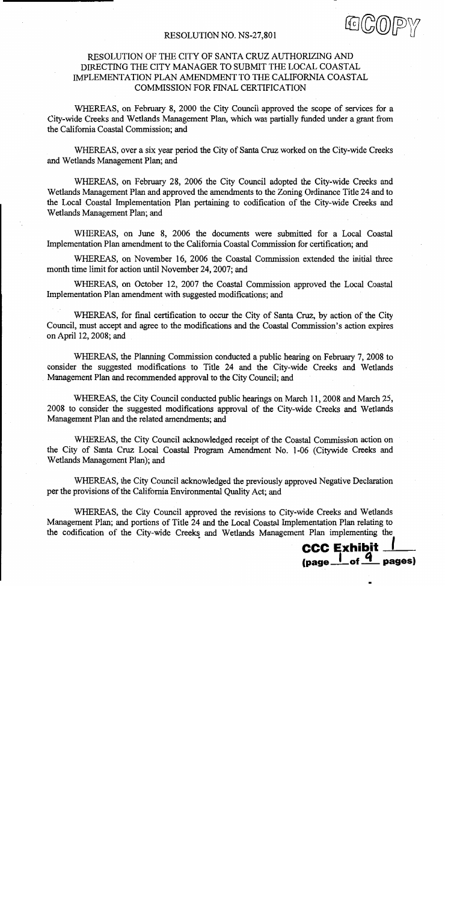RESOLUTION NO. NS-27,801

COPY

RESOLUTION OF THE CITY OF SANTA CRUZ AUTHORIZING AND DIRECTING THE CITY MANAGER TO SUBMIT THE LOCAL COASTAL IMPLEMENTATION PLAN AMENDMENT TO THE CALIFORNIA COASTAL COMMISSION FOR FINAL CERTIFICATION

WHEREAS, on February 8, 2000 the City Council approved the scope of services for a City-wide Creeks and Wetlands Management Plan, which was partially funded under a grant from the California Coastal Commission; and

WHEREAS, over a six year period the City of Santa Cruz worked on the City-wide Creeks and Wetlands Management Plan; and

WHEREAS, on February 28, 2006 the City Council adopted the City-wide Creeks and Wetlands Management Plan and approved the amendments to the Zoning Ordinance Title 24 and to the Local Coastal Implementation Plan pertaining to codification of the City-wide Creeks and Wetlands Management Plan; and

WHEREAS, on June 8, 2006 the documents were submitted for a Local Coastal Implementation Plan amendment to the California Coastal Commission for certification; and

WHEREAS, on November 16, 2006 the Coastal Commission extended the initial three month time limit for action until November 24, 2007; and

WHEREAS, on October 12, 2007 the Coastal Commission approved the Local Coastal Implementation Plan amendment with suggested modifications; and

WHEREAS, for final certification to occur the City of Santa Cruz, by action of the City Council, must accept and agree to the modifications and the Coastal Commission's action expires on April 12, 2008; and

WHEREAS, the Planning Commission conducted a public hearing on February 7, 2008 to consider the suggested modifications to Title 24 and the City-wide Creeks and Wetlands Management Plan and recommended approval to the City Council; and

WHEREAS, the City Council conducted public hearings on March 11, 2008 and March 25, 2008 to consider the suggested modifications approval of the City-wide Creeks and Wetlands Management Plan and the related amendments; and

WHEREAS, the City Council acknowledged receipt of the Coastal Commission action on the City of Santa Cruz Local Coastal Program Amendment No. 1-06 (Citywide Creeks and Wetlands Management Plan); and

WHEREAS, the City Council acknowledged the previously approved Negative Declaration per the provisions of the California Environmental Quality Act; and

WHEREAS, the City Council approved the revisions to City-wide Creeks and Wetlands Management Plan; and portions of Title 24 and the Local Coastal Implementation Plan relating to the codification of the City-wide Creeks and Wetlands Management Plan implementing the

CCC Exhibit 1 (page 1 of 9 pages)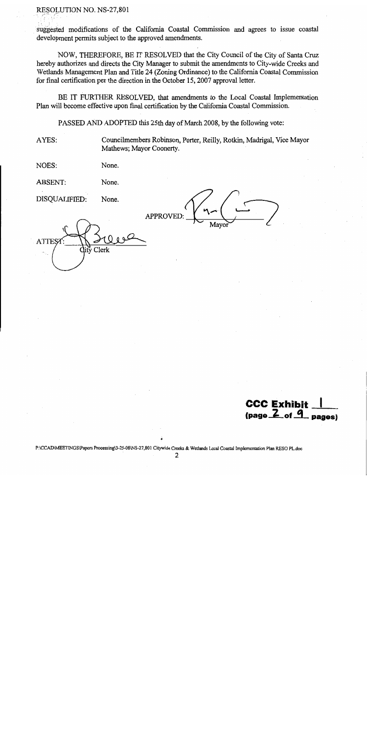RESOLUTION NO. NS-27,801

suggested modifications of the California Coastal Commission and agrees to issue coastal development permits subject to the approved amendments.

NOW, THEREFORE, BE IT RESOLVED that the City Council of the City of Santa Cruz hereby authorizes and directs the City Manager to submit the amendments to City-wide Creeks and Wetlands Management Plan and Title 24 (Zoning Ordinance) to the California Coastal Commission for final certification per the direction in the October 15, 2007 approval letter.

BE IT FURTHER RESOLVED, that amendments to the Local Coastal Implementation Plan will become effective upon final certification by the California Coastal Commission.

PASSED AND ADOPTED this 25th day of March 2008, by the following vote:

AYES: Councilmembers Robinson, Porter, Reilly, Rotkin, Madrigal, Vice Mayor Mathews; Mayor Coonerty.

NOES: None.

ABSENT: None.

DISQUALIFIED: None.

APPROVED: ______________________
Mayor

ATTEST: ______________________
City Clerk

**CCC Exhibit 1**
**(page 2 of 9 pages)**

P:\CCAD\MEETINGS\Papers Processing\3-25-08\NS-27,801 Citywide Creeks & Wetlands Local Coastal Implementation Plan RESO PL.doc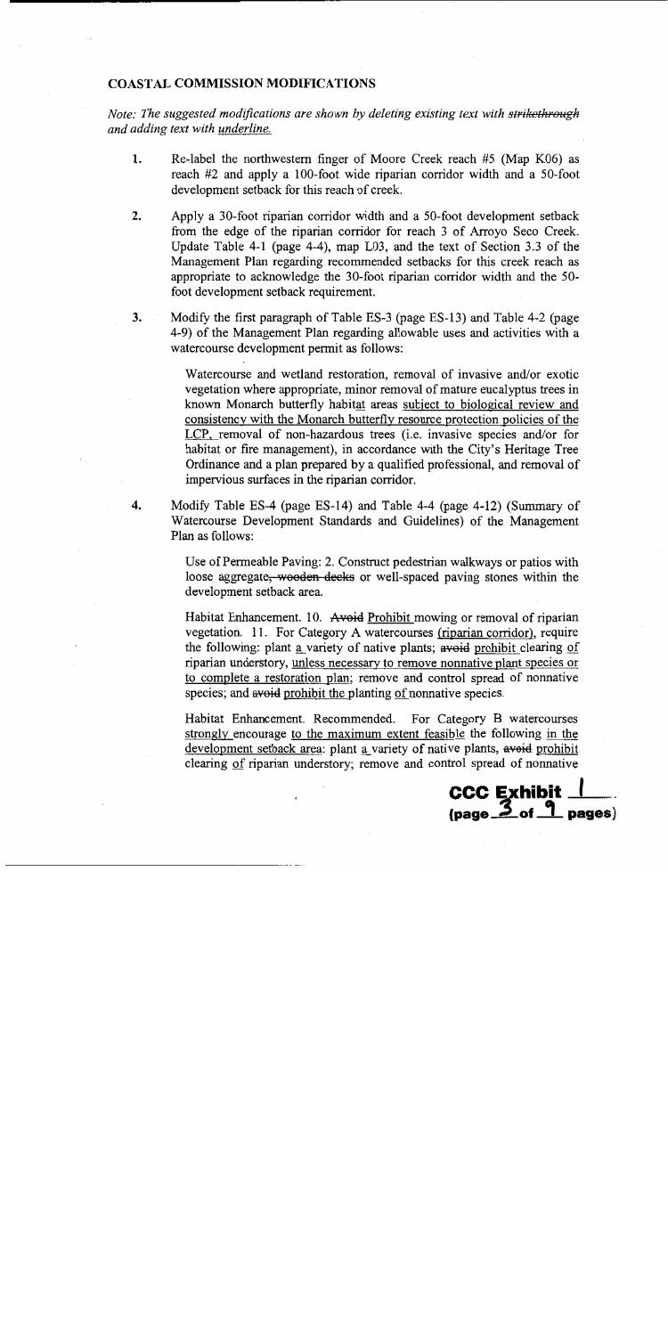## COASTAL COMMISSION MODIFICATIONS

*Note: The suggested modifications are shown by deleting existing text with ~~strikethrough~~ and adding text with <u>underline.</u>*

1. Re-label the northwestern finger of Moore Creek reach #5 (Map K06) as reach #2 and apply a 100-foot wide riparian corridor width and a 50-foot development setback for this reach of creek.

2. Apply a 30-foot riparian corridor width and a 50-foot development setback from the edge of the riparian corridor for reach 3 of Arroyo Seco Creek. Update Table 4-1 (page 4-4), map L03, and the text of Section 3.3 of the Management Plan regarding recommended setbacks for this creek reach as appropriate to acknowledge the 30-foot riparian corridor width and the 50-foot development setback requirement.

3. Modify the first paragraph of Table ES-3 (page ES-13) and Table 4-2 (page 4-9) of the Management Plan regarding allowable uses and activities with a watercourse development permit as follows:

   Watercourse and wetland restoration, removal of invasive and/or exotic vegetation where appropriate, minor removal of mature eucalyptus trees in known Monarch butterfly habit<u>at</u> areas <u>subject to biological review and consistency with the Monarch butterfly resource protection policies of the LCP,</u> removal of non-hazardous trees (i.e. invasive species and/or for habitat or fire management), in accordance with the City's Heritage Tree Ordinance and a plan prepared by a qualified professional, and removal of impervious surfaces in the riparian corridor.

4. Modify Table ES-4 (page ES-14) and Table 4-4 (page 4-12) (Summary of Watercourse Development Standards and Guidelines) of the Management Plan as follows:

   Use of Permeable Paving: 2. Construct pedestrian walkways or patios with loose aggregate~~, wooden decks~~ or well-spaced paving stones within the development setback area.

   Habitat Enhancement. 10. ~~Avoid~~ <u>Prohibit</u> mowing or removal of riparian vegetation. 11. For Category A watercourses <u>(riparian corridor)</u>, require the following: plant <u>a</u> variety of native plants; ~~avoid~~ <u>prohibit</u> clearing <u>of</u> riparian understory, <u>unless necessary to remove nonnative plant species or to complete a restoration plan</u>; remove and control spread of nonnative species; and ~~avoid~~ <u>prohibit the</u> planting <u>of</u> nonnative species.

   Habitat Enhancement. Recommended. For Category B watercourses <u>strongly</u> encourage <u>to the maximum extent feasible</u> the following <u>in the development setback area</u>: plant <u>a</u> variety of native plants, ~~avoid~~ <u>prohibit</u> clearing <u>of</u> riparian understory; remove and control spread of nonnative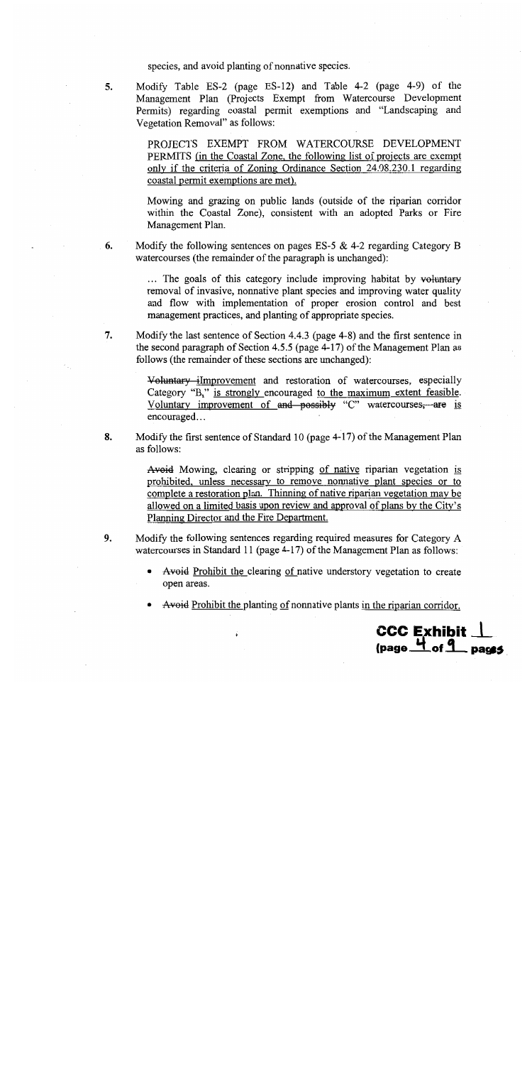species, and avoid planting of nonnative species.

5. Modify Table ES-2 (page ES-12) and Table 4-2 (page 4-9) of the Management Plan (Projects Exempt from Watercourse Development Permits) regarding coastal permit exemptions and "Landscaping and Vegetation Removal" as follows:

   PROJECTS EXEMPT FROM WATERCOURSE DEVELOPMENT PERMITS <u>(in the Coastal Zone, the following list of projects are exempt only if the criteria of Zoning Ordinance Section 24.08.230.1 regarding coastal permit exemptions are met).</u>

   Mowing and grazing on public lands (outside of the riparian corridor within the Coastal Zone), consistent with an adopted Parks or Fire Management Plan.

6. Modify the following sentences on pages ES-5 & 4-2 regarding Category B watercourses (the remainder of the paragraph is unchanged):

   ... The goals of this category include improving habitat by ~~voluntary~~ removal of invasive, nonnative plant species and improving water quality and flow with implementation of proper erosion control and best management practices, and planting of appropriate species.

7. Modify the last sentence of Section 4.4.3 (page 4-8) and the first sentence in the second paragraph of Section 4.5.5 (page 4-17) of the Management Plan as follows (the remainder of these sections are unchanged):

   ~~Voluntary i~~<u>I</u>mprovement and restoration of watercourses, especially Category "B," <u>is strongly</u> encouraged <u>to the maximum extent feasible.</u> <u>Voluntary improvement of</u> ~~and possibly~~ "C" watercourses~~, are~~ <u>is</u> encouraged...

8. Modify the first sentence of Standard 10 (page 4-17) of the Management Plan as follows:

   ~~Avoid~~ Mowing, clearing or stripping <u>of native</u> riparian vegetation <u>is prohibited, unless necessary to remove nonnative plant species or to complete a restoration plan. Thinning of native riparian vegetation may be allowed on a limited basis upon review and approval of plans by the City's Planning Director and the Fire Department.</u>

9. Modify the following sentences regarding required measures for Category A watercourses in Standard 11 (page 4-17) of the Management Plan as follows:

   - ~~Avoid~~ <u>Prohibit the</u> clearing <u>of</u> native understory vegetation to create open areas.
   - ~~Avoid~~ <u>Prohibit the</u> planting <u>of</u> nonnative plants <u>in the riparian corridor.</u>

**CCC Exhibit 1**
**(page 4 of 9 pages)**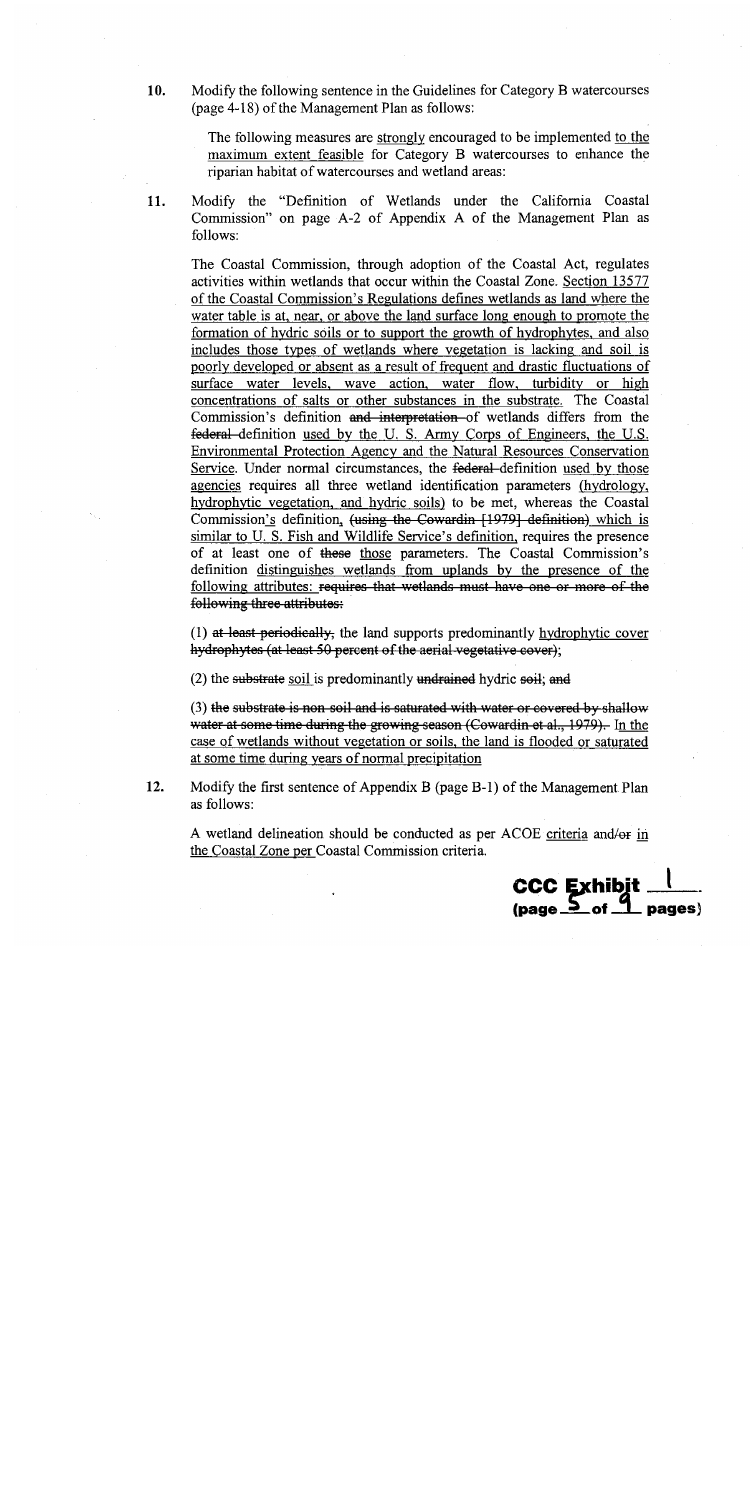10. Modify the following sentence in the Guidelines for Category B watercourses (page 4-18) of the Management Plan as follows:

    The following measures are <u>strongly</u> encouraged to be implemented <u>to the maximum extent feasible</u> for Category B watercourses to enhance the riparian habitat of watercourses and wetland areas:

11. Modify the "Definition of Wetlands under the California Coastal Commission" on page A-2 of Appendix A of the Management Plan as follows:

    The Coastal Commission, through adoption of the Coastal Act, regulates activities within wetlands that occur within the Coastal Zone. <u>Section 13577 of the Coastal Commission's Regulations defines wetlands as land where the water table is at, near, or above the land surface long enough to promote the formation of hydric soils or to support the growth of hydrophytes, and also includes those types of wetlands where vegetation is lacking and soil is poorly developed or absent as a result of frequent and drastic fluctuations of surface water levels, wave action, water flow, turbidity or high concentrations of salts or other substances in the substrate.</u> The Coastal Commission's definition ~~and interpretation~~ of wetlands differs from the ~~federal~~ definition <u>used by the U. S. Army Corps of Engineers, the U.S. Environmental Protection Agency and the Natural Resources Conservation Service</u>. Under normal circumstances, the ~~federal~~ definition <u>used by those agencies</u> requires all three wetland identification parameters (<u>hydrology, hydrophytic vegetation, and hydric soils</u>) to be met, whereas the Coastal Commission<u>'s</u> definition, ~~(using the Cowardin [1979] definition)~~ <u>which is similar to U. S. Fish and Wildlife Service's definition,</u> requires the presence of at least one of ~~these~~ <u>those</u> parameters. The Coastal Commission's definition <u>distinguishes wetlands from uplands by the presence of the following attributes:</u> ~~requires that wetlands must have one or more of the following three attributes:~~

    (1) ~~at least periodically,~~ the land supports predominantly <u>hydrophytic cover</u> ~~hydrophytes (at least 50 percent of the aerial vegetative cover)~~;

    (2) the ~~substrate~~ <u>soil</u> is predominantly ~~undrained~~ hydric ~~soil~~; ~~and~~

    (3) ~~the substrate is non-soil and is saturated with water or covered by shallow water at some time during the growing season (Cowardin et al., 1979).~~ <u>In the case of wetlands without vegetation or soils, the land is flooded or saturated at some time during years of normal precipitation</u>

12. Modify the first sentence of Appendix B (page B-1) of the Management Plan as follows:

    A wetland delineation should be conducted as per ACOE <u>criteria</u> and/~~or~~ <u>in the Coastal Zone per</u> Coastal Commission criteria.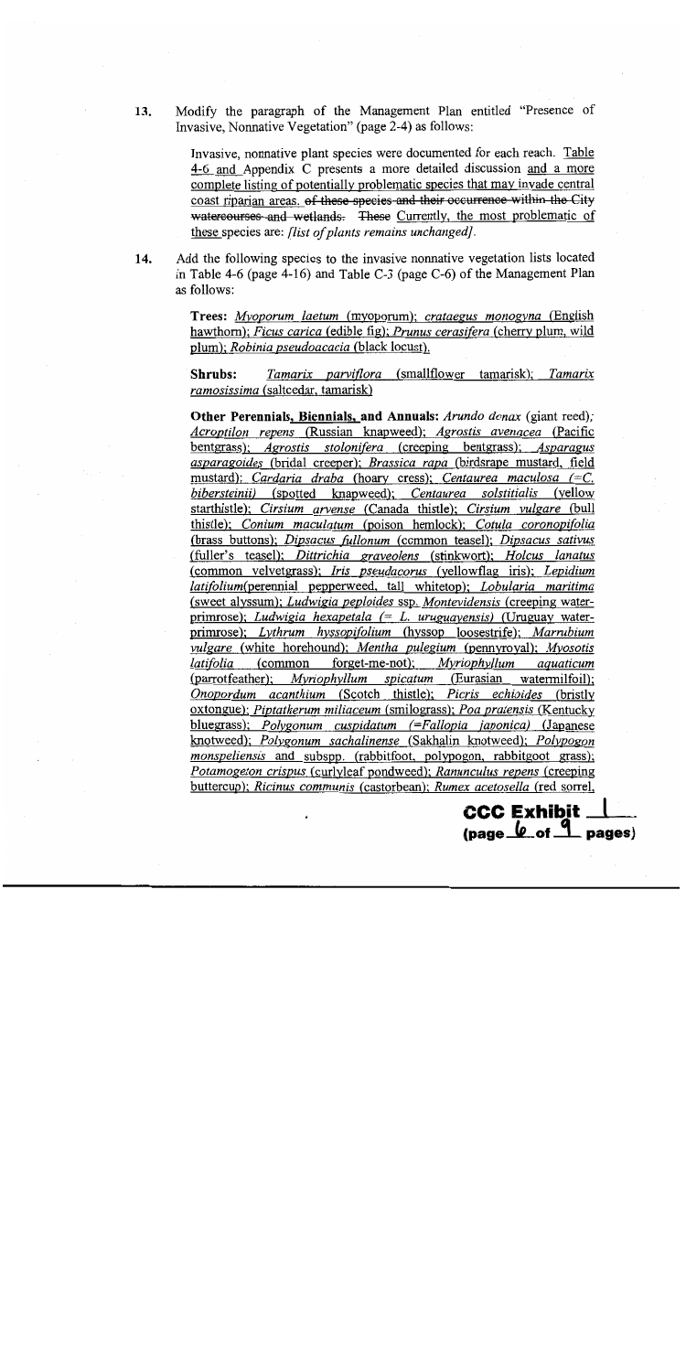13. Modify the paragraph of the Management Plan entitled "Presence of Invasive, Nonnative Vegetation" (page 2-4) as follows:

> Invasive, nonnative plant species were documented for each reach. Table 4-6 and Appendix C presents a more detailed discussion and a more complete listing of potentially problematic species that may invade central coast riparian areas. ~~of these species and their occurrence within the City watercourses and wetlands.~~ ~~These~~ Currently, the most problematic of these species are: *[list of plants remains unchanged]*.

14. Add the following species to the invasive nonnative vegetation lists located in Table 4-6 (page 4-16) and Table C-3 (page C-6) of the Management Plan as follows:

> **Trees:** *Myoporum laetum* (myoporum); *crataegus monogyna* (English hawthorn); *Ficus carica* (edible fig); *Prunus cerasifera* (cherry plum, wild plum); *Robinia pseudoacacia* (black locust).
>
> **Shrubs:** *Tamarix parviflora* (smallflower tamarisk); *Tamarix ramosissima* (saltcedar, tamarisk)
>
> **Other Perennials, Biennials, and Annuals:** *Arundo donax* (giant reed); *Acroptilon repens* (Russian knapweed); *Agrostis avenacea* (Pacific bentgrass); *Agrostis stolonifera* (creeping bentgrass); *Asparagus asparagoides* (bridal creeper); *Brassica rapa* (birdsrape mustard, field mustard); *Cardaria draba* (hoary cress); *Centaurea maculosa (=C. bibersteinii)* (spotted knapweed); *Centaurea solstitialis* (yellow starthistle); *Cirsium arvense* (Canada thistle); *Cirsium vulgare* (bull thistle); *Conium maculatum* (poison hemlock); *Cotula coronopifolia* (brass buttons); *Dipsacus fullonum* (common teasel); *Dipsacus sativus* (fuller's teasel); *Dittrichia graveolens* (stinkwort); *Holcus lanatus* (common velvetgrass); *Iris pseudacorus* (yellowflag iris); *Lepidium latifolium*(perennial pepperweed, tall whitetop); *Lobularia maritima* (sweet alyssum); *Ludwigia peploides* ssp. *Montevidensis* (creeping water-primrose); *Ludwigia hexapetala (= L. uruguayensis)* (Uruguay water-primrose); *Lythrum hyssopifolium* (hyssop loosestrife); *Marrubium vulgare* (white horehound); *Mentha pulegium* (pennyroyal); *Myosotis latifolia* (common forget-me-not); *Myriophyllum aquaticum* (parrotfeather); *Myriophyllum spicatum* (Eurasian watermilfoil); *Onopordum acanthium* (Scotch thistle); *Picris echioides* (bristly oxtongue); *Piptatherum miliaceum* (smilograss); *Poa pratensis* (Kentucky bluegrass); *Polygonum cuspidatum (=Fallopia japonica)* (Japanese knotweed); *Polygonum sachalinense* (Sakhalin knotweed); *Polypogon monspeliensis* and subspp. (rabbitfoot, polypogon, rabbitgoot grass); *Potamogeton crispus* (curlyleaf pondweed); *Ranunculus repens* (creeping buttercup); *Ricinus communis* (castorbean); *Rumex acetosella* (red sorrel,

**CCC Exhibit 1**
**(page 6 of 9 pages)**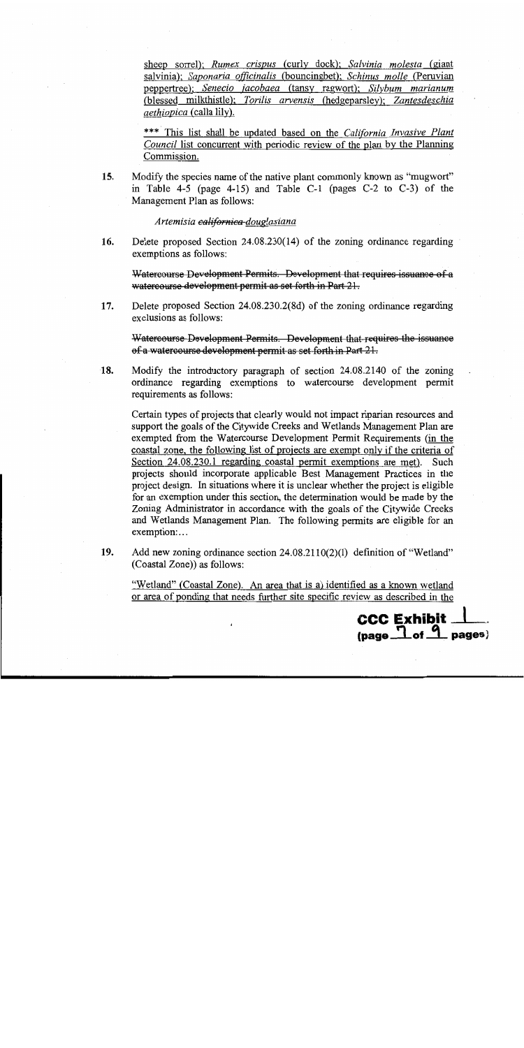sheep sorrel); *Rumex crispus* (curly dock); *Salvinia molesta* (giant salvinia); *Saponaria officinalis* (bouncingbet); *Schinus molle* (Peruvian peppertree); *Senecio jacobaea* (tansy ragwort); *Silybum marianum* (blessed milkthistle); *Torilis arvensis* (hedgeparsley); *Zantesdeschia aethiopica* (calla lily).

*** This list shall be updated based on the *California Invasive Plant Council* list concurrent with periodic review of the plan by the Planning Commission.

15. Modify the species name of the native plant commonly known as "mugwort" in Table 4-5 (page 4-15) and Table C-1 (pages C-2 to C-3) of the Management Plan as follows:

    *Artemisia ~~californica~~ douglasiana*

16. Delete proposed Section 24.08.230(14) of the zoning ordinance regarding exemptions as follows:

    ~~Watercourse Development Permits. Development that requires issuance of a watercourse development permit as set forth in Part 21.~~

17. Delete proposed Section 24.08.230.2(8d) of the zoning ordinance regarding exclusions as follows:

    ~~Watercourse Development Permits. Development that requires the issuance of a watercourse development permit as set forth in Part 21.~~

18. Modify the introductory paragraph of section 24.08.2140 of the zoning ordinance regarding exemptions to watercourse development permit requirements as follows:

    Certain types of projects that clearly would not impact riparian resources and support the goals of the Citywide Creeks and Wetlands Management Plan are exempted from the Watercourse Development Permit Requirements (in the coastal zone, the following list of projects are exempt only if the criteria of Section 24.08.230.1 regarding coastal permit exemptions are met). Such projects should incorporate applicable Best Management Practices in the project design. In situations where it is unclear whether the project is eligible for an exemption under this section, the determination would be made by the Zoning Administrator in accordance with the goals of the Citywide Creeks and Wetlands Management Plan. The following permits are eligible for an exemption:...

19. Add new zoning ordinance section 24.08.2110(2)(l) definition of "Wetland" (Coastal Zone)) as follows:

    "Wetland" (Coastal Zone). An area that is a) identified as a known wetland or area of ponding that needs further site specific review as described in the

**CCC Exhibit 1**
**(page 7 of 9 pages)**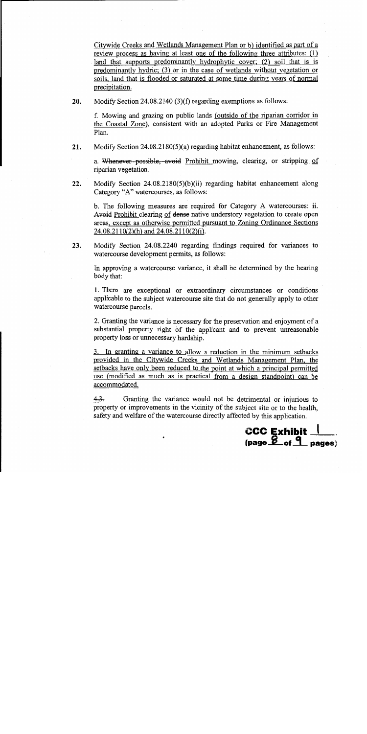Citywide Creeks and Wetlands Management Plan or b) identified as part of a review process as having at least one of the following three attributes: (1) land that supports predominantly hydrophytic cover; (2) soil that is is predominantly hydric; (3) or in the case of wetlands without vegetation or soils, land that is flooded or saturated at some time during years of normal precipitation.

20. Modify Section 24.08.2140 (3)(f) regarding exemptions as follows:

    f. Mowing and grazing on public lands (outside of the riparian corridor in the Coastal Zone), consistent with an adopted Parks or Fire Management Plan.

21. Modify Section 24.08.2180(5)(a) regarding habitat enhancement, as follows:

    a. ~~Whenever possible, avoid~~ Prohibit mowing, clearing, or stripping of riparian vegetation.

22. Modify Section 24.08.2180(5)(b)(ii) regarding habitat enhancement along Category "A" watercourses, as follows:

    b. The following measures are required for Category A watercourses: ii. ~~Avoid~~ Prohibit clearing of ~~dense~~ native understory vegetation to create open areas, except as otherwise permitted pursuant to Zoning Ordinance Sections 24.08.2110(2)(h) and 24.08.2110(2)(i).

23. Modify Section 24.08.2240 regarding findings required for variances to watercourse development permits, as follows:

    In approving a watercourse variance, it shall be determined by the hearing body that:

    1. There are exceptional or extraordinary circumstances or conditions applicable to the subject watercourse site that do not generally apply to other watercourse parcels.

    2. Granting the variance is necessary for the preservation and enjoyment of a substantial property right of the applicant and to prevent unreasonable property loss or unnecessary hardship.

    3. In granting a variance to allow a reduction in the minimum setbacks provided in the Citywide Creeks and Wetlands Management Plan, the setbacks have only been reduced to the point at which a principal permitted use (modified as much as is practical from a design standpoint) can be accommodated.

    4.~~3.~~ Granting the variance would not be detrimental or injurious to property or improvements in the vicinity of the subject site or to the health, safety and welfare of the watercourse directly affected by this application.

**CCC Exhibit 1**
**(page 8 of 9 pages)**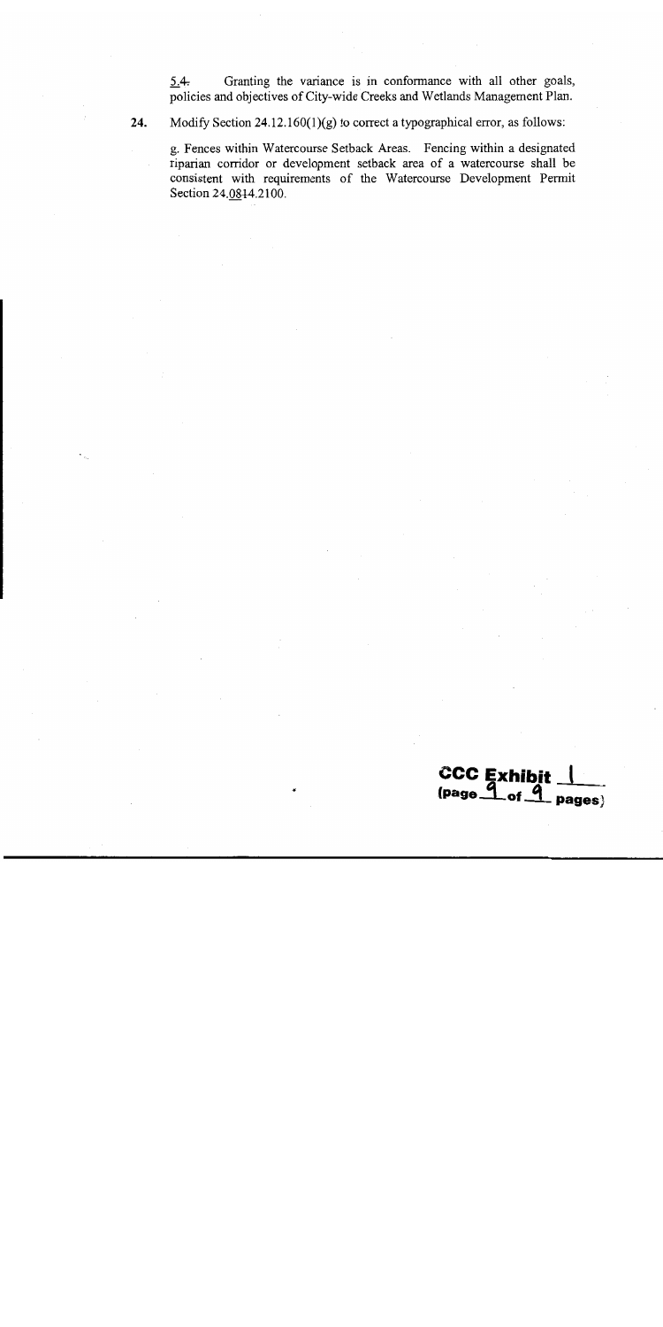5.4. Granting the variance is in conformance with all other goals, policies and objectives of City-wide Creeks and Wetlands Management Plan.

**24.** Modify Section 24.12.160(1)(g) to correct a typographical error, as follows:

g. Fences within Watercourse Setback Areas. Fencing within a designated riparian corridor or development setback area of a watercourse shall be consistent with requirements of the Watercourse Development Permit Section 24.0814.2100.

**CCC Exhibit 1**
**(page 9 of 9 pages)**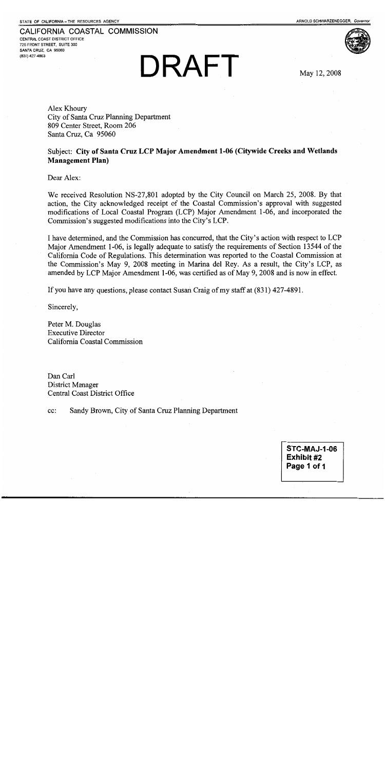STATE OF CALIFORNIA – THE RESOURCES AGENCY

ARNOLD SCHWARZENEGGER, *Governor*

CALIFORNIA COASTAL COMMISSION
CENTRAL COAST DISTRICT OFFICE
725 FRONT STREET, SUITE 300
SANTA CRUZ, CA 95060
(831) 427-4863

# DRAFT

May 12, 2008

Alex Khoury
City of Santa Cruz Planning Department
809 Center Street, Room 206
Santa Cruz, Ca 95060

Subject: **City of Santa Cruz LCP Major Amendment 1-06 (Citywide Creeks and Wetlands Management Plan)**

Dear Alex:

We received Resolution NS-27,801 adopted by the City Council on March 25, 2008. By that action, the City acknowledged receipt of the Coastal Commission's approval with suggested modifications of Local Coastal Program (LCP) Major Amendment 1-06, and incorporated the Commission's suggested modifications into the City's LCP.

I have determined, and the Commission has concurred, that the City's action with respect to LCP Major Amendment 1-06, is legally adequate to satisfy the requirements of Section 13544 of the California Code of Regulations. This determination was reported to the Coastal Commission at the Commission's May 9, 2008 meeting in Marina del Rey. As a result, the City's LCP, as amended by LCP Major Amendment 1-06, was certified as of May 9, 2008 and is now in effect.

If you have any questions, please contact Susan Craig of my staff at (831) 427-4891.

Sincerely,

Peter M. Douglas
Executive Director
California Coastal Commission

Dan Carl
District Manager
Central Coast District Office

cc: Sandy Brown, City of Santa Cruz Planning Department

**STC-MAJ-1-06**
**Exhibit #2**
**Page 1 of 1**